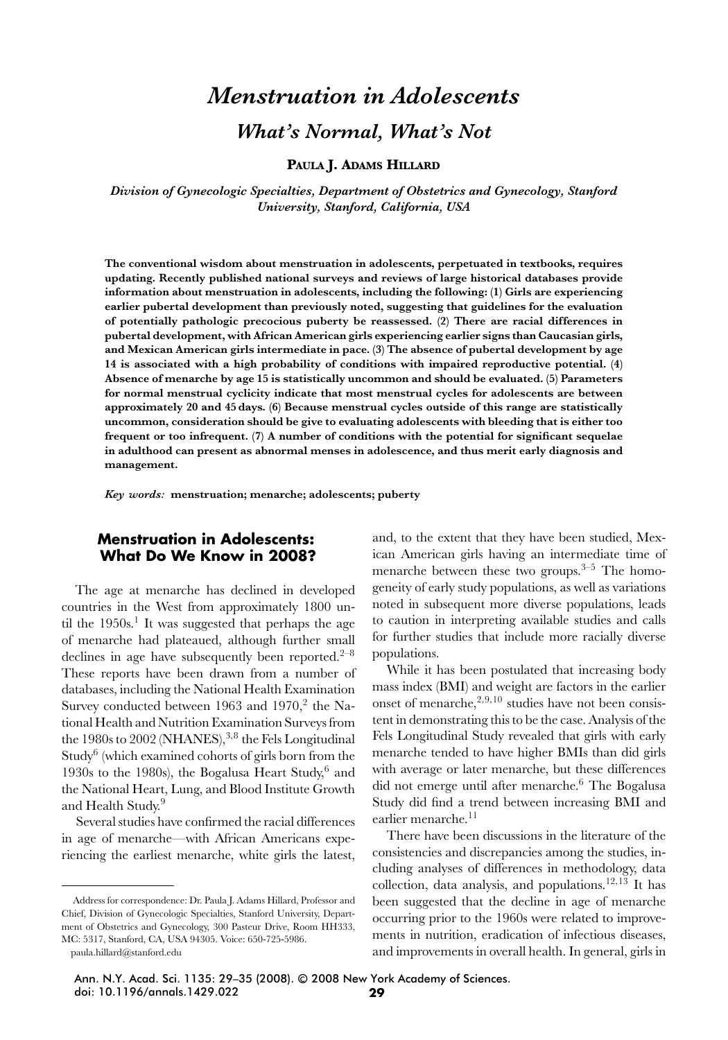// Menstruation in Adolescents

## *What's Normal, What's Not*

**PAULA J. ADAMS HILLARD**

*Division of Gynecologic Specialties, Department of Obstetrics and Gynecology, Stanford University, Stanford, California, USA*

**The conventional wisdom about menstruation in adolescents, perpetuated in textbooks, requires updating. Recently published national surveys and reviews of large historical databases provide information about menstruation in adolescents, including the following: (1) Girls are experiencing earlier pubertal development than previously noted, suggesting that guidelines for the evaluation of potentially pathologic precocious puberty be reassessed. (2) There are racial differences in pubertal development, with African American girls experiencing earlier signs than Caucasian girls, and Mexican American girls intermediate in pace. (3) The absence of pubertal development by age 14 is associated with a high probability of conditions with impaired reproductive potential. (4) Absence of menarche by age 15 is statistically uncommon and should be evaluated. (5) Parameters for normal menstrual cyclicity indicate that most menstrual cycles for adolescents are between approximately 20 and 45 days. (6) Because menstrual cycles outside of this range are statistically uncommon, consideration should be give to evaluating adolescents with bleeding that is either too frequent or too infrequent. (7) A number of conditions with the potential for significant sequelae in adulthood can present as abnormal menses in adolescence, and thus merit early diagnosis and management.**

*Key words:* **menstruation; menarche; adolescents; puberty**

## Menstruation in Adolescents: What Do We Know in 2008?

The age at menarche has declined in developed countries in the West from approximately 1800 until the 1950s.[1] It was suggested that perhaps the age of menarche had plateaued, although further small declines in age have subsequently been reported.[2–8] These reports have been drawn from a number of databases, including the National Health Examination Survey conducted between 1963 and 1970,[2] the National Health and Nutrition Examination Surveys from the 1980s to 2002 (NHANES),[3,8] the Fels Longitudinal Study[6] (which examined cohorts of girls born from the 1930s to the 1980s), the Bogalusa Heart Study,[6] and the National Heart, Lung, and Blood Institute Growth and Health Study.[9]

Several studies have confirmed the racial differences in age of menarche—with African Americans experiencing the earliest menarche, white girls the latest, and, to the extent that they have been studied, Mexican American girls having an intermediate time of menarche between these two groups.[3–5] The homogeneity of early study populations, as well as variations noted in subsequent more diverse populations, leads to caution in interpreting available studies and calls for further studies that include more racially diverse populations.

While it has been postulated that increasing body mass index (BMI) and weight are factors in the earlier onset of menarche,[2,9,10] studies have not been consistent in demonstrating this to be the case. Analysis of the Fels Longitudinal Study revealed that girls with early menarche tended to have higher BMIs than did girls with average or later menarche, but these differences did not emerge until after menarche.[6] The Bogalusa Study did find a trend between increasing BMI and earlier menarche.[11]

There have been discussions in the literature of the consistencies and discrepancies among the studies, including analyses of differences in methodology, data collection, data analysis, and populations.[12,13] It has been suggested that the decline in age of menarche occurring prior to the 1960s were related to improvements in nutrition, eradication of infectious diseases, and improvements in overall health. In general, girls in

Address for correspondence: Dr. Paula J. Adams Hillard, Professor and Chief, Division of Gynecologic Specialties, Stanford University, Department of Obstetrics and Gynecology, 300 Pasteur Drive, Room HH333, MC: 5317, Stanford, CA, USA 94305. Voice: 650-725-5986. paula.hillard@stanford.edu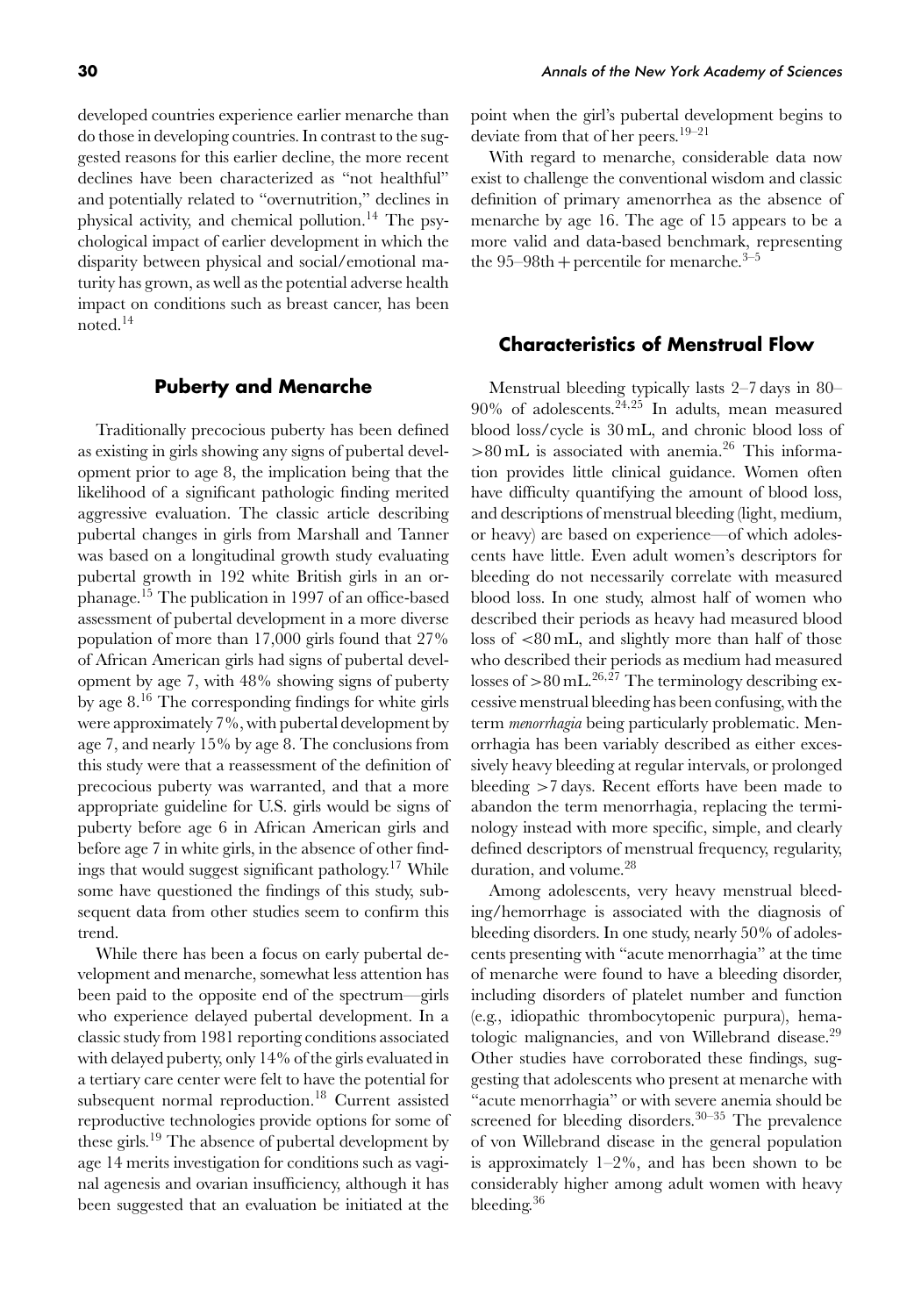developed countries experience earlier menarche than do those in developing countries. In contrast to the suggested reasons for this earlier decline, the more recent declines have been characterized as "not healthful" and potentially related to "overnutrition," declines in physical activity, and chemical pollution.[14] The psychological impact of earlier development in which the disparity between physical and social/emotional maturity has grown, as well as the potential adverse health impact on conditions such as breast cancer, has been noted.[14]

## Puberty and Menarche

Traditionally precocious puberty has been defined as existing in girls showing any signs of pubertal development prior to age 8, the implication being that the likelihood of a significant pathologic finding merited aggressive evaluation. The classic article describing pubertal changes in girls from Marshall and Tanner was based on a longitudinal growth study evaluating pubertal growth in 192 white British girls in an orphanage.[15] The publication in 1997 of an office-based assessment of pubertal development in a more diverse population of more than 17,000 girls found that 27% of African American girls had signs of pubertal development by age 7, with 48% showing signs of puberty by age 8.[16] The corresponding findings for white girls were approximately 7%, with pubertal development by age 7, and nearly 15% by age 8. The conclusions from this study were that a reassessment of the definition of precocious puberty was warranted, and that a more appropriate guideline for U.S. girls would be signs of puberty before age 6 in African American girls and before age 7 in white girls, in the absence of other findings that would suggest significant pathology.[17] While some have questioned the findings of this study, subsequent data from other studies seem to confirm this trend.

While there has been a focus on early pubertal development and menarche, somewhat less attention has been paid to the opposite end of the spectrum—girls who experience delayed pubertal development. In a classic study from 1981 reporting conditions associated with delayed puberty, only 14% of the girls evaluated in a tertiary care center were felt to have the potential for subsequent normal reproduction.[18] Current assisted reproductive technologies provide options for some of these girls.[19] The absence of pubertal development by age 14 merits investigation for conditions such as vaginal agenesis and ovarian insufficiency, although it has been suggested that an evaluation be initiated at the point when the girl's pubertal development begins to deviate from that of her peers.[19–21]

With regard to menarche, considerable data now exist to challenge the conventional wisdom and classic definition of primary amenorrhea as the absence of menarche by age 16. The age of 15 appears to be a more valid and data-based benchmark, representing the 95–98th + percentile for menarche.[3–5]

## Characteristics of Menstrual Flow

Menstrual bleeding typically lasts 2–7 days in 80–90% of adolescents.[24,25] In adults, mean measured blood loss/cycle is 30 mL, and chronic blood loss of >80 mL is associated with anemia.[26] This information provides little clinical guidance. Women often have difficulty quantifying the amount of blood loss, and descriptions of menstrual bleeding (light, medium, or heavy) are based on experience—of which adolescents have little. Even adult women's descriptors for bleeding do not necessarily correlate with measured blood loss. In one study, almost half of women who described their periods as heavy had measured blood loss of <80 mL, and slightly more than half of those who described their periods as medium had measured losses of >80 mL.[26,27] The terminology describing excessive menstrual bleeding has been confusing, with the term *menorrhagia* being particularly problematic. Menorrhagia has been variably described as either excessively heavy bleeding at regular intervals, or prolonged bleeding >7 days. Recent efforts have been made to abandon the term menorrhagia, replacing the terminology instead with more specific, simple, and clearly defined descriptors of menstrual frequency, regularity, duration, and volume.[28]

Among adolescents, very heavy menstrual bleeding/hemorrhage is associated with the diagnosis of bleeding disorders. In one study, nearly 50% of adolescents presenting with "acute menorrhagia" at the time of menarche were found to have a bleeding disorder, including disorders of platelet number and function (e.g., idiopathic thrombocytopenic purpura), hematologic malignancies, and von Willebrand disease.[29] Other studies have corroborated these findings, suggesting that adolescents who present at menarche with "acute menorrhagia" or with severe anemia should be screened for bleeding disorders.[30–35] The prevalence of von Willebrand disease in the general population is approximately 1–2%, and has been shown to be considerably higher among adult women with heavy bleeding.[36]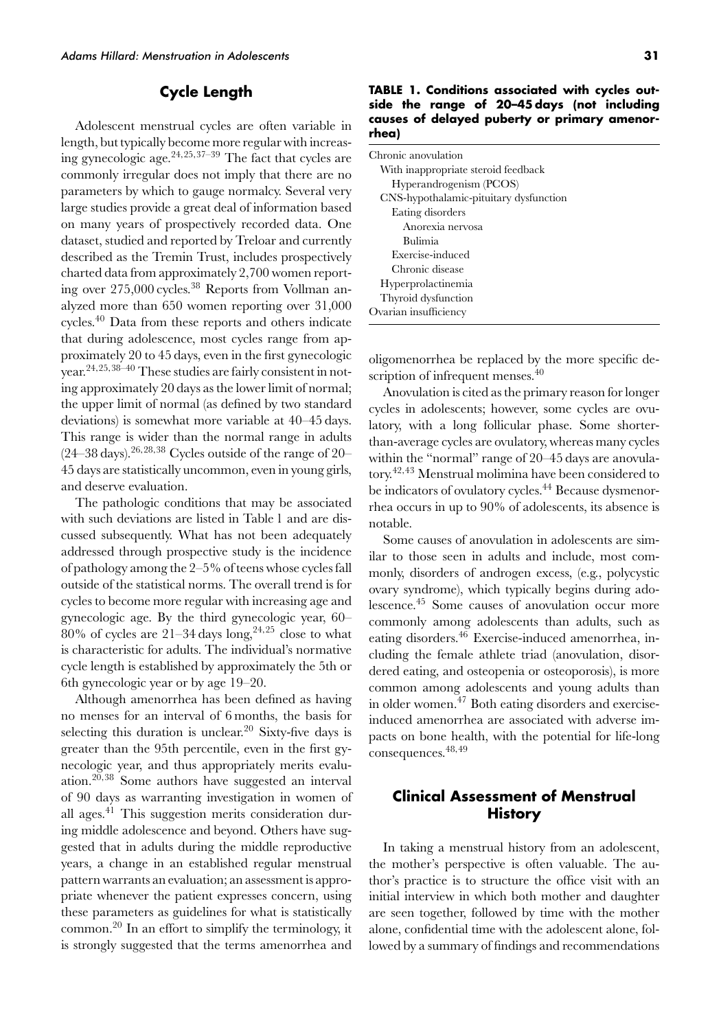## Cycle Length

Adolescent menstrual cycles are often variable in length, but typically become more regular with increasing gynecologic age.[24,25,37–39] The fact that cycles are commonly irregular does not imply that there are no parameters by which to gauge normalcy. Several very large studies provide a great deal of information based on many years of prospectively recorded data. One dataset, studied and reported by Treloar and currently described as the Tremin Trust, includes prospectively charted data from approximately 2,700 women reporting over 275,000 cycles.[38] Reports from Vollman analyzed more than 650 women reporting over 31,000 cycles.[40] Data from these reports and others indicate that during adolescence, most cycles range from approximately 20 to 45 days, even in the first gynecologic year.[24,25,38–40] These studies are fairly consistent in noting approximately 20 days as the lower limit of normal; the upper limit of normal (as defined by two standard deviations) is somewhat more variable at 40–45 days. This range is wider than the normal range in adults (24–38 days).[26,28,38] Cycles outside of the range of 20–45 days are statistically uncommon, even in young girls, and deserve evaluation.

The pathologic conditions that may be associated with such deviations are listed in Table 1 and are discussed subsequently. What has not been adequately addressed through prospective study is the incidence of pathology among the 2–5% of teens whose cycles fall outside of the statistical norms. The overall trend is for cycles to become more regular with increasing age and gynecologic age. By the third gynecologic year, 60–80% of cycles are 21–34 days long,[24,25] close to what is characteristic for adults. The individual's normative cycle length is established by approximately the 5th or 6th gynecologic year or by age 19–20.

Although amenorrhea has been defined as having no menses for an interval of 6 months, the basis for selecting this duration is unclear.[20] Sixty-five days is greater than the 95th percentile, even in the first gynecologic year, and thus appropriately merits evaluation.[20,38] Some authors have suggested an interval of 90 days as warranting investigation in women of all ages.[41] This suggestion merits consideration during middle adolescence and beyond. Others have suggested that in adults during the middle reproductive years, a change in an established regular menstrual pattern warrants an evaluation; an assessment is appropriate whenever the patient expresses concern, using these parameters as guidelines for what is statistically common.[20] In an effort to simplify the terminology, it is strongly suggested that the terms amenorrhea and oligomenorrhea be replaced by the more specific description of infrequent menses.[40]

**TABLE 1. Conditions associated with cycles outside the range of 20–45 days (not including causes of delayed puberty or primary amenorrhea)**

| |
|---|
| Chronic anovulation |
| With inappropriate steroid feedback |
| Hyperandrogenism (PCOS) |
| CNS-hypothalamic-pituitary dysfunction |
| Eating disorders |
| Anorexia nervosa |
| Bulimia |
| Exercise-induced |
| Chronic disease |
| Hyperprolactinemia |
| Thyroid dysfunction |
| Ovarian insufficiency |

Anovulation is cited as the primary reason for longer cycles in adolescents; however, some cycles are ovulatory, with a long follicular phase. Some shorter-than-average cycles are ovulatory, whereas many cycles within the "normal" range of 20–45 days are anovulatory.[42,43] Menstrual molimina have been considered to be indicators of ovulatory cycles.[44] Because dysmenorrhea occurs in up to 90% of adolescents, its absence is notable.

Some causes of anovulation in adolescents are similar to those seen in adults and include, most commonly, disorders of androgen excess, (e.g., polycystic ovary syndrome), which typically begins during adolescence.[45] Some causes of anovulation occur more commonly among adolescents than adults, such as eating disorders.[46] Exercise-induced amenorrhea, including the female athlete triad (anovulation, disordered eating, and osteopenia or osteoporosis), is more common among adolescents and young adults than in older women.[47] Both eating disorders and exercise-induced amenorrhea are associated with adverse impacts on bone health, with the potential for life-long consequences.[48,49]

## Clinical Assessment of Menstrual History

In taking a menstrual history from an adolescent, the mother's perspective is often valuable. The author's practice is to structure the office visit with an initial interview in which both mother and daughter are seen together, followed by time with the mother alone, confidential time with the adolescent alone, followed by a summary of findings and recommendations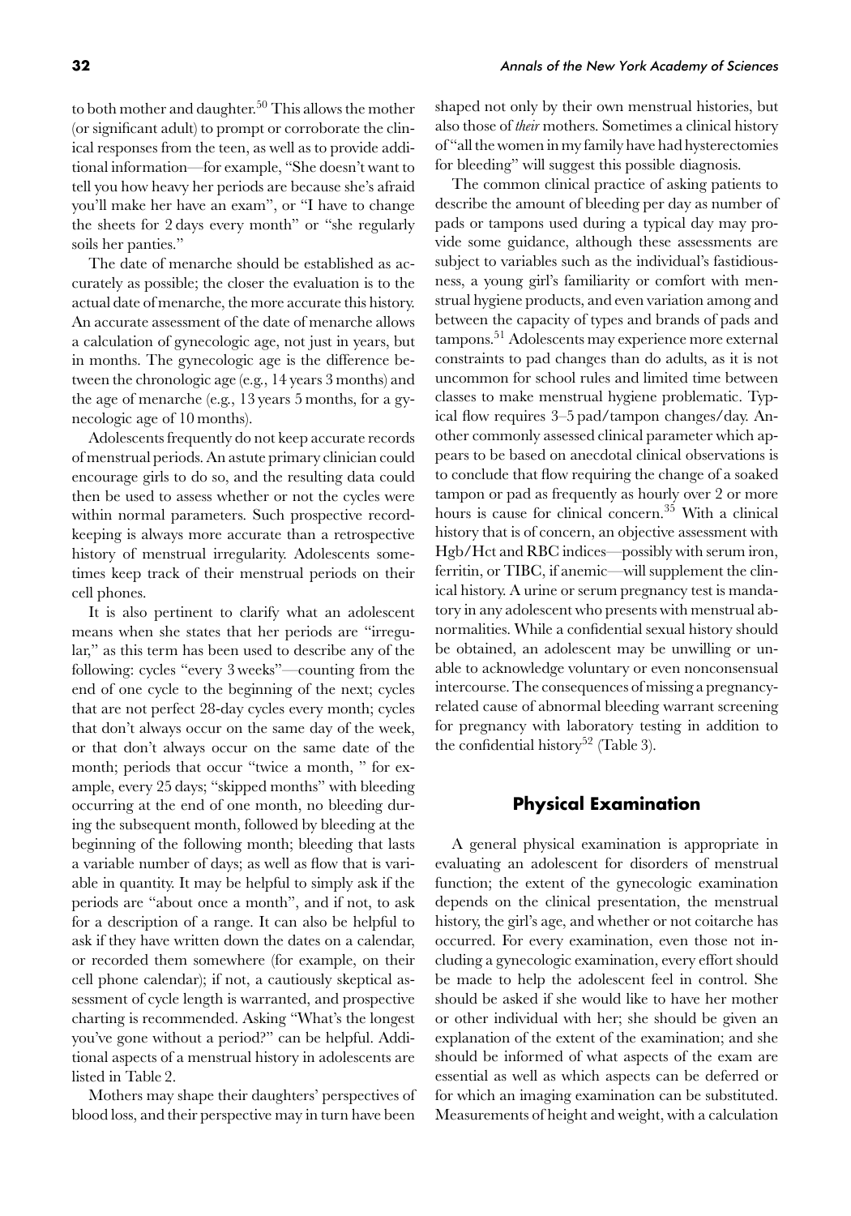to both mother and daughter.[50] This allows the mother (or significant adult) to prompt or corroborate the clinical responses from the teen, as well as to provide additional information—for example, "She doesn't want to tell you how heavy her periods are because she's afraid you'll make her have an exam", or "I have to change the sheets for 2 days every month" or "she regularly soils her panties."

The date of menarche should be established as accurately as possible; the closer the evaluation is to the actual date of menarche, the more accurate this history. An accurate assessment of the date of menarche allows a calculation of gynecologic age, not just in years, but in months. The gynecologic age is the difference between the chronologic age (e.g., 14 years 3 months) and the age of menarche (e.g., 13 years 5 months, for a gynecologic age of 10 months).

Adolescents frequently do not keep accurate records of menstrual periods. An astute primary clinician could encourage girls to do so, and the resulting data could then be used to assess whether or not the cycles were within normal parameters. Such prospective record-keeping is always more accurate than a retrospective history of menstrual irregularity. Adolescents sometimes keep track of their menstrual periods on their cell phones.

It is also pertinent to clarify what an adolescent means when she states that her periods are "irregular," as this term has been used to describe any of the following: cycles "every 3 weeks"—counting from the end of one cycle to the beginning of the next; cycles that are not perfect 28-day cycles every month; cycles that don't always occur on the same day of the week, or that don't always occur on the same date of the month; periods that occur "twice a month, " for example, every 25 days; "skipped months" with bleeding occurring at the end of one month, no bleeding during the subsequent month, followed by bleeding at the beginning of the following month; bleeding that lasts a variable number of days; as well as flow that is variable in quantity. It may be helpful to simply ask if the periods are "about once a month", and if not, to ask for a description of a range. It can also be helpful to ask if they have written down the dates on a calendar, or recorded them somewhere (for example, on their cell phone calendar); if not, a cautiously skeptical assessment of cycle length is warranted, and prospective charting is recommended. Asking "What's the longest you've gone without a period?" can be helpful. Additional aspects of a menstrual history in adolescents are listed in Table 2.

Mothers may shape their daughters' perspectives of blood loss, and their perspective may in turn have been shaped not only by their own menstrual histories, but also those of *their* mothers. Sometimes a clinical history of "all the women in my family have had hysterectomies for bleeding" will suggest this possible diagnosis.

The common clinical practice of asking patients to describe the amount of bleeding per day as number of pads or tampons used during a typical day may provide some guidance, although these assessments are subject to variables such as the individual's fastidiousness, a young girl's familiarity or comfort with menstrual hygiene products, and even variation among and between the capacity of types and brands of pads and tampons.[51] Adolescents may experience more external constraints to pad changes than do adults, as it is not uncommon for school rules and limited time between classes to make menstrual hygiene problematic. Typical flow requires 3–5 pad/tampon changes/day. Another commonly assessed clinical parameter which appears to be based on anecdotal clinical observations is to conclude that flow requiring the change of a soaked tampon or pad as frequently as hourly over 2 or more hours is cause for clinical concern.[35] With a clinical history that is of concern, an objective assessment with Hgb/Hct and RBC indices—possibly with serum iron, ferritin, or TIBC, if anemic—will supplement the clinical history. A urine or serum pregnancy test is mandatory in any adolescent who presents with menstrual abnormalities. While a confidential sexual history should be obtained, an adolescent may be unwilling or unable to acknowledge voluntary or even nonconsensual intercourse. The consequences of missing a pregnancy-related cause of abnormal bleeding warrant screening for pregnancy with laboratory testing in addition to the confidential history[52] (Table 3).

## Physical Examination

A general physical examination is appropriate in evaluating an adolescent for disorders of menstrual function; the extent of the gynecologic examination depends on the clinical presentation, the menstrual history, the girl's age, and whether or not coitarche has occurred. For every examination, even those not including a gynecologic examination, every effort should be made to help the adolescent feel in control. She should be asked if she would like to have her mother or other individual with her; she should be given an explanation of the extent of the examination; and she should be informed of what aspects of the exam are essential as well as which aspects can be deferred or for which an imaging examination can be substituted. Measurements of height and weight, with a calculation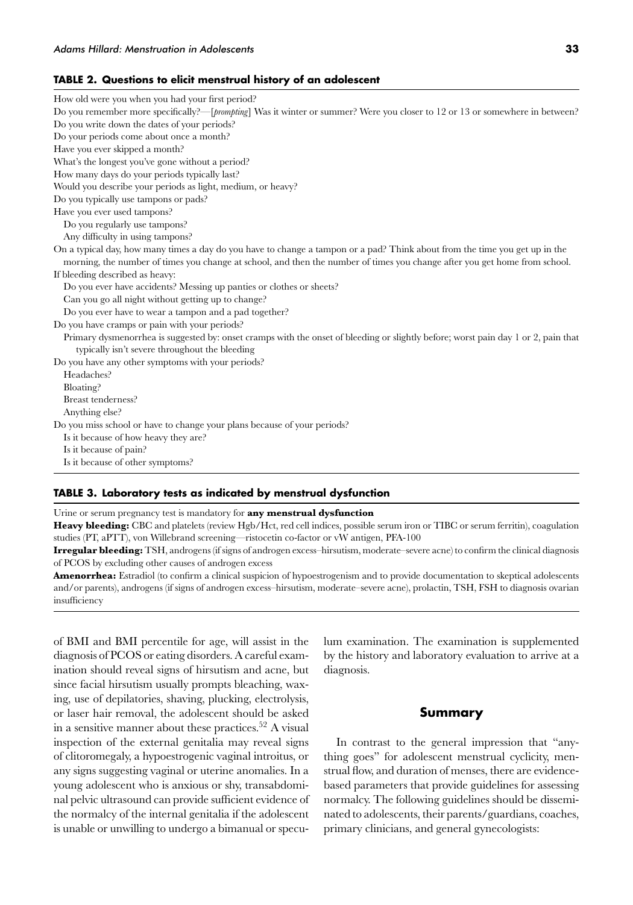**TABLE 2. Questions to elicit menstrual history of an adolescent**

How old were you when you had your first period?

Do you remember more specifically?—[*prompting*] Was it winter or summer? Were you closer to 12 or 13 or somewhere in between?

Do you write down the dates of your periods?

Do your periods come about once a month?

Have you ever skipped a month?

What's the longest you've gone without a period?

How many days do your periods typically last?

Would you describe your periods as light, medium, or heavy?

Do you typically use tampons or pads?

Have you ever used tampons?

- Do you regularly use tampons?
- Any difficulty in using tampons?

On a typical day, how many times a day do you have to change a tampon or a pad? Think about from the time you get up in the morning, the number of times you change at school, and then the number of times you change after you get home from school.

If bleeding described as heavy:

- Do you ever have accidents? Messing up panties or clothes or sheets?
- Can you go all night without getting up to change?
- Do you ever have to wear a tampon and a pad together?

Do you have cramps or pain with your periods?

- Primary dysmenorrhea is suggested by: onset cramps with the onset of bleeding or slightly before; worst pain day 1 or 2, pain that typically isn't severe throughout the bleeding

Do you have any other symptoms with your periods?

- Headaches?
- Bloating?
- Breast tenderness?
- Anything else?

Do you miss school or have to change your plans because of your periods?

- Is it because of how heavy they are?
- Is it because of pain?
- Is it because of other symptoms?

**TABLE 3. Laboratory tests as indicated by menstrual dysfunction**

Urine or serum pregnancy test is mandatory for **any menstrual dysfunction**

**Heavy bleeding:** CBC and platelets (review Hgb/Hct, red cell indices, possible serum iron or TIBC or serum ferritin), coagulation studies (PT, aPTT), von Willebrand screening—ristocetin co-factor or vW antigen, PFA-100

**Irregular bleeding:** TSH, androgens (if signs of androgen excess–hirsutism, moderate–severe acne) to confirm the clinical diagnosis of PCOS by excluding other causes of androgen excess

**Amenorrhea:** Estradiol (to confirm a clinical suspicion of hypoestrogenism and to provide documentation to skeptical adolescents and/or parents), androgens (if signs of androgen excess–hirsutism, moderate–severe acne), prolactin, TSH, FSH to diagnosis ovarian insufficiency

of BMI and BMI percentile for age, will assist in the diagnosis of PCOS or eating disorders. A careful examination should reveal signs of hirsutism and acne, but since facial hirsutism usually prompts bleaching, waxing, use of depilatories, shaving, plucking, electrolysis, or laser hair removal, the adolescent should be asked in a sensitive manner about these practices.[52] A visual inspection of the external genitalia may reveal signs of clitoromegaly, a hypoestrogenic vaginal introitus, or any signs suggesting vaginal or uterine anomalies. In a young adolescent who is anxious or shy, transabdominal pelvic ultrasound can provide sufficient evidence of the normalcy of the internal genitalia if the adolescent is unable or unwilling to undergo a bimanual or speculum examination. The examination is supplemented by the history and laboratory evaluation to arrive at a diagnosis.

## Summary

In contrast to the general impression that "anything goes" for adolescent menstrual cyclicity, menstrual flow, and duration of menses, there are evidence-based parameters that provide guidelines for assessing normalcy. The following guidelines should be disseminated to adolescents, their parents/guardians, coaches, primary clinicians, and general gynecologists: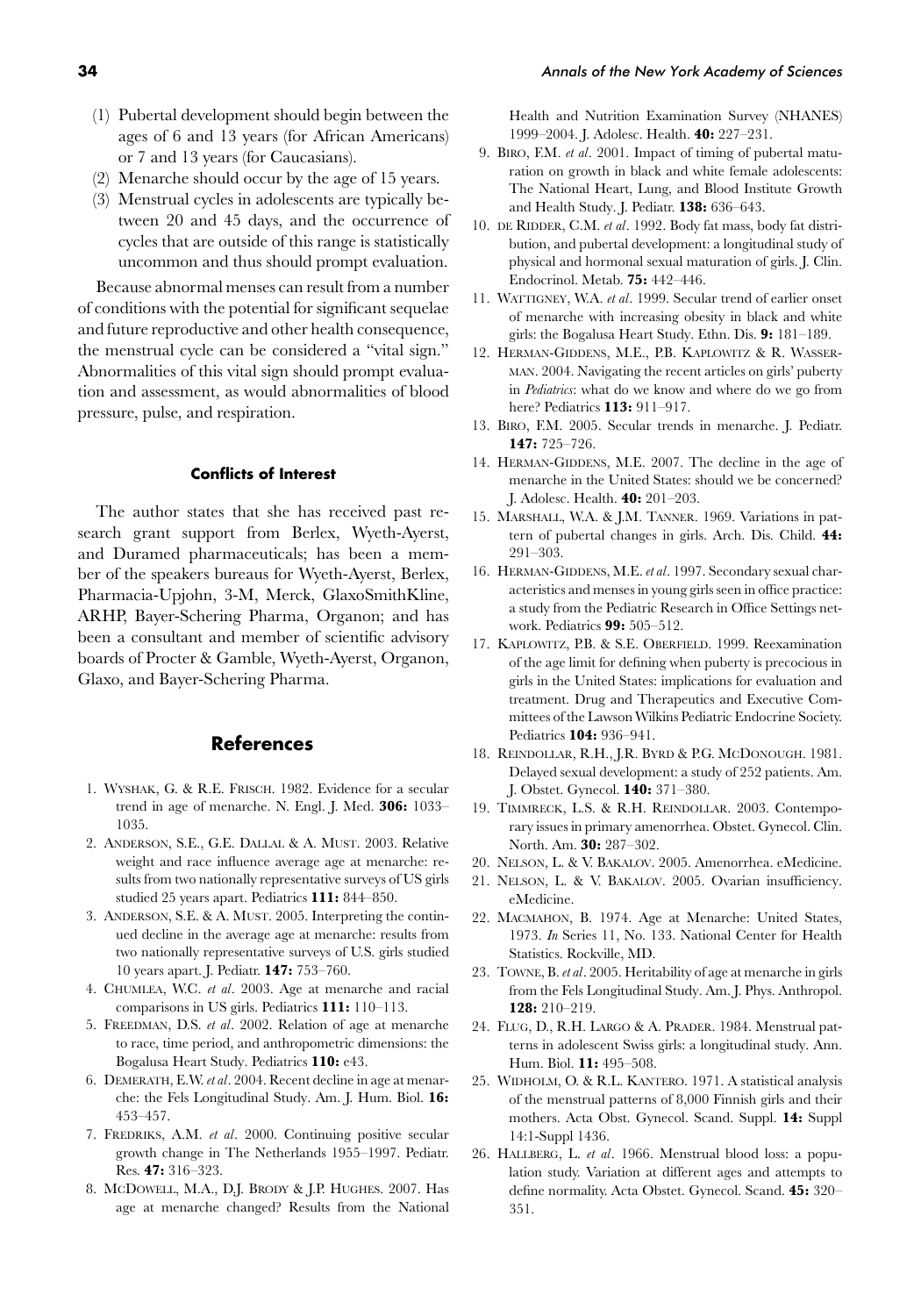(1) Pubertal development should begin between the ages of 6 and 13 years (for African Americans) or 7 and 13 years (for Caucasians).
(2) Menarche should occur by the age of 15 years.
(3) Menstrual cycles in adolescents are typically between 20 and 45 days, and the occurrence of cycles that are outside of this range is statistically uncommon and thus should prompt evaluation.

Because abnormal menses can result from a number of conditions with the potential for significant sequelae and future reproductive and other health consequence, the menstrual cycle can be considered a "vital sign." Abnormalities of this vital sign should prompt evaluation and assessment, as would abnormalities of blood pressure, pulse, and respiration.

#### Conflicts of Interest

The author states that she has received past research grant support from Berlex, Wyeth-Ayerst, and Duramed pharmaceuticals; has been a member of the speakers bureaus for Wyeth-Ayerst, Berlex, Pharmacia-Upjohn, 3-M, Merck, GlaxoSmithKline, ARHP, Bayer-Schering Pharma, Organon; and has been a consultant and member of scientific advisory boards of Procter & Gamble, Wyeth-Ayerst, Organon, Glaxo, and Bayer-Schering Pharma.

## References

1. Wyshak, G. & R.E. Frisch. 1982. Evidence for a secular trend in age of menarche. N. Engl. J. Med. **306:** 1033–1035.
2. Anderson, S.E., G.E. Dallal & A. Must. 2003. Relative weight and race influence average age at menarche: results from two nationally representative surveys of US girls studied 25 years apart. Pediatrics **111:** 844–850.
3. Anderson, S.E. & A. Must. 2005. Interpreting the continued decline in the average age at menarche: results from two nationally representative surveys of U.S. girls studied 10 years apart. J. Pediatr. **147:** 753–760.
4. Chumlea, W.C. *et al*. 2003. Age at menarche and racial comparisons in US girls. Pediatrics **111:** 110–113.
5. Freedman, D.S. *et al*. 2002. Relation of age at menarche to race, time period, and anthropometric dimensions: the Bogalusa Heart Study. Pediatrics **110:** e43.
6. Demerath, E.W. *et al*. 2004. Recent decline in age at menarche: the Fels Longitudinal Study. Am. J. Hum. Biol. **16:** 453–457.
7. Fredriks, A.M. *et al*. 2000. Continuing positive secular growth change in The Netherlands 1955–1997. Pediatr. Res. **47:** 316–323.
8. McDowell, M.A., D.J. Brody & J.P. Hughes. 2007. Has age at menarche changed? Results from the National Health and Nutrition Examination Survey (NHANES) 1999–2004. J. Adolesc. Health. **40:** 227–231.
9. Biro, F.M. *et al*. 2001. Impact of timing of pubertal maturation on growth in black and white female adolescents: The National Heart, Lung, and Blood Institute Growth and Health Study. J. Pediatr. **138:** 636–643.
10. de Ridder, C.M. *et al*. 1992. Body fat mass, body fat distribution, and pubertal development: a longitudinal study of physical and hormonal sexual maturation of girls. J. Clin. Endocrinol. Metab. **75:** 442–446.
11. Wattigney, W.A. *et al*. 1999. Secular trend of earlier onset of menarche with increasing obesity in black and white girls: the Bogalusa Heart Study. Ethn. Dis. **9:** 181–189.
12. Herman-Giddens, M.E., P.B. Kaplowitz & R. Wasserman. 2004. Navigating the recent articles on girls' puberty in *Pediatrics*: what do we know and where do we go from here? Pediatrics **113:** 911–917.
13. Biro, F.M. 2005. Secular trends in menarche. J. Pediatr. **147:** 725–726.
14. Herman-Giddens, M.E. 2007. The decline in the age of menarche in the United States: should we be concerned? J. Adolesc. Health. **40:** 201–203.
15. Marshall, W.A. & J.M. Tanner. 1969. Variations in pattern of pubertal changes in girls. Arch. Dis. Child. **44:** 291–303.
16. Herman-Giddens, M.E. *et al*. 1997. Secondary sexual characteristics and menses in young girls seen in office practice: a study from the Pediatric Research in Office Settings network. Pediatrics **99:** 505–512.
17. Kaplowitz, P.B. & S.E. Oberfield. 1999. Reexamination of the age limit for defining when puberty is precocious in girls in the United States: implications for evaluation and treatment. Drug and Therapeutics and Executive Committees of the Lawson Wilkins Pediatric Endocrine Society. Pediatrics **104:** 936–941.
18. Reindollar, R.H., J.R. Byrd & P.G. McDonough. 1981. Delayed sexual development: a study of 252 patients. Am. J. Obstet. Gynecol. **140:** 371–380.
19. Timmreck, L.S. & R.H. Reindollar. 2003. Contemporary issues in primary amenorrhea. Obstet. Gynecol. Clin. North. Am. **30:** 287–302.
20. Nelson, L. & V. Bakalov. 2005. Amenorrhea. eMedicine.
21. Nelson, L. & V. Bakalov. 2005. Ovarian insufficiency. eMedicine.
22. Macmahon, B. 1974. Age at Menarche: United States, 1973. *In* Series 11, No. 133. National Center for Health Statistics. Rockville, MD.
23. Towne, B. *et al*. 2005. Heritability of age at menarche in girls from the Fels Longitudinal Study. Am. J. Phys. Anthropol. **128:** 210–219.
24. Flug, D., R.H. Largo & A. Prader. 1984. Menstrual patterns in adolescent Swiss girls: a longitudinal study. Ann. Hum. Biol. **11:** 495–508.
25. Widholm, O. & R.L. Kantero. 1971. A statistical analysis of the menstrual patterns of 8,000 Finnish girls and their mothers. Acta Obst. Gynecol. Scand. Suppl. **14:** Suppl 14:1-Suppl 1436.
26. Hallberg, L. *et al*. 1966. Menstrual blood loss: a population study. Variation at different ages and attempts to define normality. Acta Obstet. Gynecol. Scand. **45:** 320–351.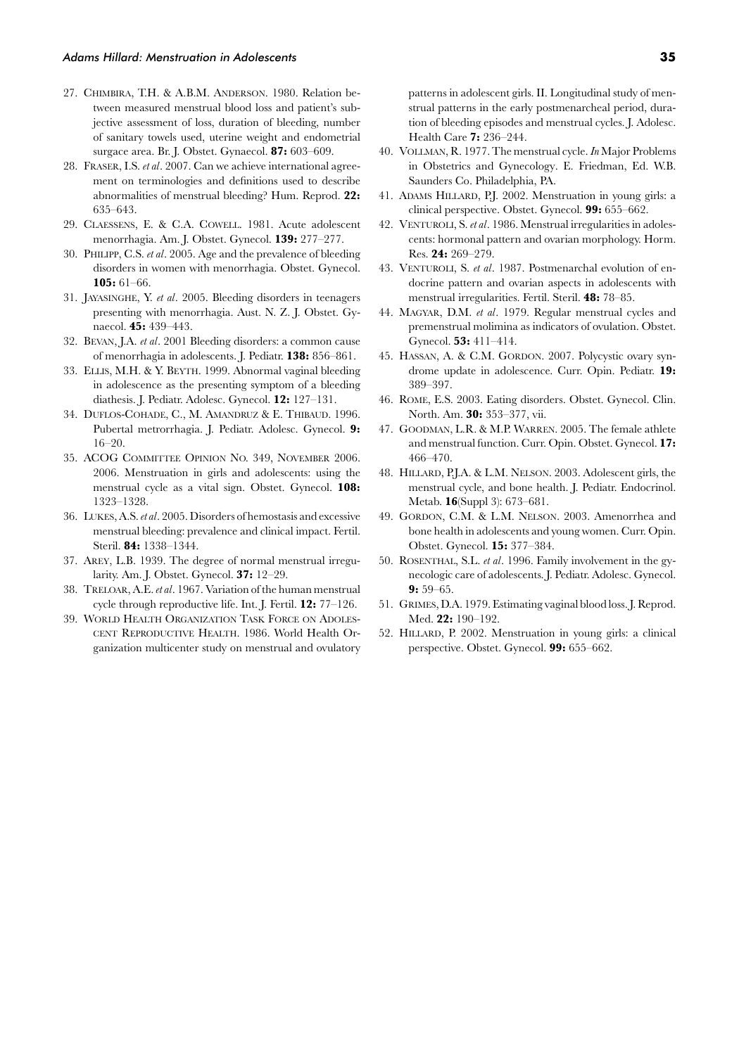27. Chimbira, T.H. & A.B.M. Anderson. 1980. Relation between measured menstrual blood loss and patient's subjective assessment of loss, duration of bleeding, number of sanitary towels used, uterine weight and endometrial surgace area. Br. J. Obstet. Gynaecol. **87:** 603–609.
28. Fraser, I.S. *et al*. 2007. Can we achieve international agreement on terminologies and definitions used to describe abnormalities of menstrual bleeding? Hum. Reprod. **22:** 635–643.
29. Claessens, E. & C.A. Cowell. 1981. Acute adolescent menorrhagia. Am. J. Obstet. Gynecol. **139:** 277–277.
30. Philipp, C.S. *et al*. 2005. Age and the prevalence of bleeding disorders in women with menorrhagia. Obstet. Gynecol. **105:** 61–66.
31. Jayasinghe, Y. *et al*. 2005. Bleeding disorders in teenagers presenting with menorrhagia. Aust. N. Z. J. Obstet. Gynaecol. **45:** 439–443.
32. Bevan, J.A. *et al*. 2001 Bleeding disorders: a common cause of menorrhagia in adolescents. J. Pediatr. **138:** 856–861.
33. Ellis, M.H. & Y. Beyth. 1999. Abnormal vaginal bleeding in adolescence as the presenting symptom of a bleeding diathesis. J. Pediatr. Adolesc. Gynecol. **12:** 127–131.
34. Duflos-Cohade, C., M. Amandruz & E. Thibaud. 1996. Pubertal metrorrhagia. J. Pediatr. Adolesc. Gynecol. **9:** 16–20.
35. ACOG Committee Opinion No. 349, November 2006. 2006. Menstruation in girls and adolescents: using the menstrual cycle as a vital sign. Obstet. Gynecol. **108:** 1323–1328.
36. Lukes, A.S. *et al*. 2005. Disorders of hemostasis and excessive menstrual bleeding: prevalence and clinical impact. Fertil. Steril. **84:** 1338–1344.
37. Arey, L.B. 1939. The degree of normal menstrual irregularity. Am. J. Obstet. Gynecol. **37:** 12–29.
38. Treloar, A.E. *et al*. 1967. Variation of the human menstrual cycle through reproductive life. Int. J. Fertil. **12:** 77–126.
39. World Health Organization Task Force on Adolescent Reproductive Health. 1986. World Health Organization multicenter study on menstrual and ovulatory patterns in adolescent girls. II. Longitudinal study of menstrual patterns in the early postmenarcheal period, duration of bleeding episodes and menstrual cycles. J. Adolesc. Health Care **7:** 236–244.
40. Vollman, R. 1977. The menstrual cycle. *In* Major Problems in Obstetrics and Gynecology. E. Friedman, Ed. W.B. Saunders Co. Philadelphia, PA.
41. Adams Hillard, P.J. 2002. Menstruation in young girls: a clinical perspective. Obstet. Gynecol. **99:** 655–662.
42. Venturoli, S. *et al*. 1986. Menstrual irregularities in adolescents: hormonal pattern and ovarian morphology. Horm. Res. **24:** 269–279.
43. Venturoli, S. *et al*. 1987. Postmenarchal evolution of endocrine pattern and ovarian aspects in adolescents with menstrual irregularities. Fertil. Steril. **48:** 78–85.
44. Magyar, D.M. *et al*. 1979. Regular menstrual cycles and premenstrual molimina as indicators of ovulation. Obstet. Gynecol. **53:** 411–414.
45. Hassan, A. & C.M. Gordon. 2007. Polycystic ovary syndrome update in adolescence. Curr. Opin. Pediatr. **19:** 389–397.
46. Rome, E.S. 2003. Eating disorders. Obstet. Gynecol. Clin. North. Am. **30:** 353–377, vii.
47. Goodman, L.R. & M.P. Warren. 2005. The female athlete and menstrual function. Curr. Opin. Obstet. Gynecol. **17:** 466–470.
48. Hillard, P.J.A. & L.M. Nelson. 2003. Adolescent girls, the menstrual cycle, and bone health. J. Pediatr. Endocrinol. Metab. **16**(Suppl 3): 673–681.
49. Gordon, C.M. & L.M. Nelson. 2003. Amenorrhea and bone health in adolescents and young women. Curr. Opin. Obstet. Gynecol. **15:** 377–384.
50. Rosenthal, S.L. *et al*. 1996. Family involvement in the gynecologic care of adolescents. J. Pediatr. Adolesc. Gynecol. **9:** 59–65.
51. Grimes, D.A. 1979. Estimating vaginal blood loss. J. Reprod. Med. **22:** 190–192.
52. Hillard, P. 2002. Menstruation in young girls: a clinical perspective. Obstet. Gynecol. **99:** 655–662.